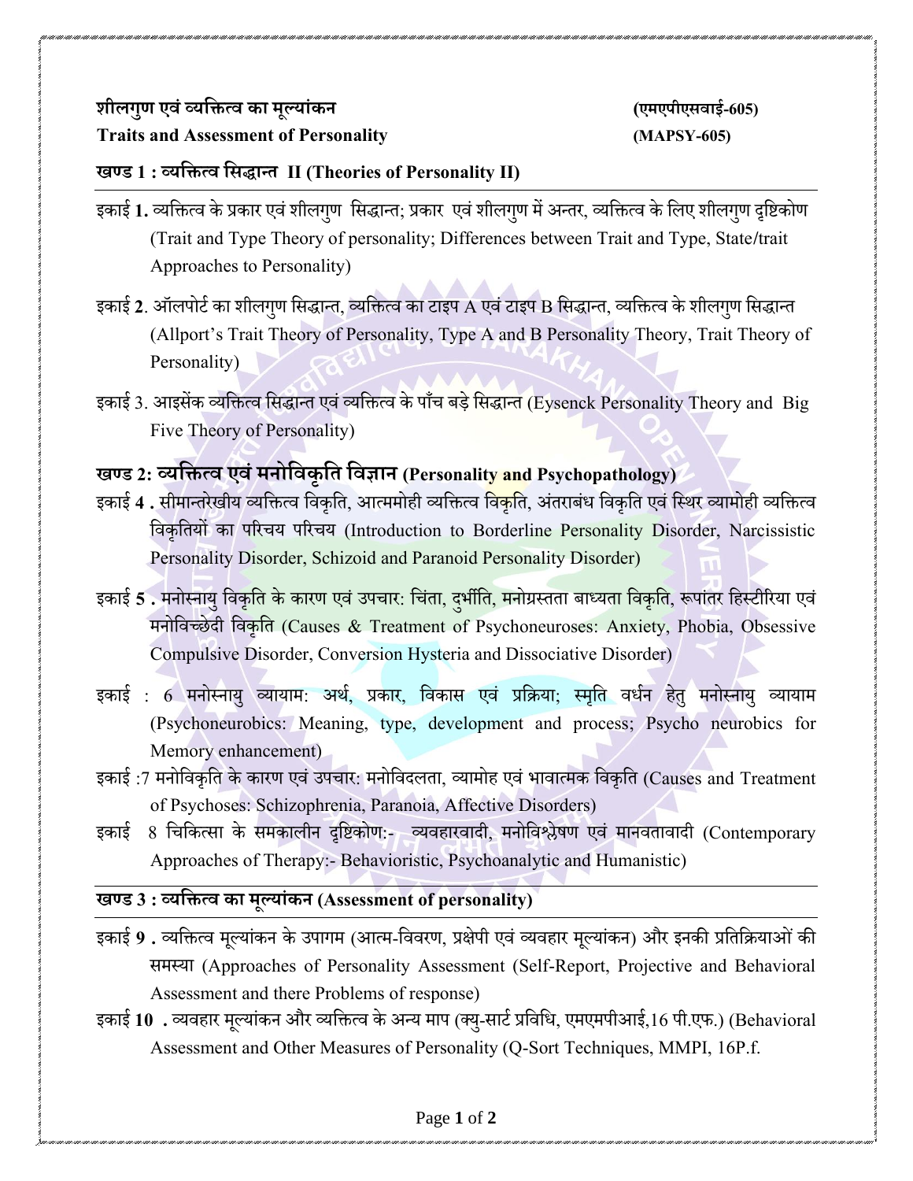**शीलगुण एवं व्यक्तित्व का मूल्यांकन** **(एमएपीएसवाई-605)**

**Traits and Assessment of Personality** **(MAPSY-605)**

## खण्ड 1 : व्यक्तित्व सिद्धान्त II (Theories of Personality II)

इकाई **1.** व्यक्तित्व के प्रकार एवं शीलगुण सिद्धान्त; प्रकार एवं शीलगुण में अन्तर, व्यक्तित्व के लिए शीलगुण दृष्टिकोण (Trait and Type Theory of personality; Differences between Trait and Type, State/trait Approaches to Personality)

इकाई **2**. ऑलपोर्ट का शीलगुण सिद्धान्त, व्यक्तित्व का टाइप A एवं टाइप B सिद्धान्त, व्यक्तित्व के शीलगुण सिद्धान्त (Allport's Trait Theory of Personality, Type A and B Personality Theory, Trait Theory of Personality)

इकाई 3. आइसेंक व्यक्तित्व सिद्धान्त एवं व्यक्तित्व के पाँच बड़े सिद्धान्त (Eysenck Personality Theory and Big Five Theory of Personality)

## खण्ड 2: व्यक्तित्व एवं मनोविकृति विज्ञान (Personality and Psychopathology)

इकाई **4 .** सीमान्तरेखीय व्यक्तित्व विकृति, आत्ममोही व्यक्तित्व विकृति, अंतराबंध विकृति एवं स्थिर व्यामोही व्यक्तित्व विकृतियों का परिचय परिचय (Introduction to Borderline Personality Disorder, Narcissistic Personality Disorder, Schizoid and Paranoid Personality Disorder)

इकाई **5 .** मनोस्नायु विकृति के कारण एवं उपचार: चिंता, दुर्भीति, मनोग्रस्तता बाध्यता विकृति, रूपांतर हिस्टीरिया एवं मनोविच्छेदी विकृति (Causes & Treatment of Psychoneuroses: Anxiety, Phobia, Obsessive Compulsive Disorder, Conversion Hysteria and Dissociative Disorder)

इकाई : 6 मनोस्नायु व्यायाम: अर्थ, प्रकार, विकास एवं प्रक्रिया; स्मृति वर्धन हेतु मनोस्नायु व्यायाम (Psychoneurobics: Meaning, type, development and process; Psycho neurobics for Memory enhancement)

इकाई :7 मनोविकृति के कारण एवं उपचार: मनोविदलता, व्यामोह एवं भावात्मक विकृति (Causes and Treatment of Psychoses: Schizophrenia, Paranoia, Affective Disorders)

इकाई 8 चिकित्सा के समकालीन दृष्टिकोण:- व्यवहारवादी, मनोविश्लेषण एवं मानवतावादी (Contemporary Approaches of Therapy:- Behavioristic, Psychoanalytic and Humanistic)

## खण्ड 3 : व्यक्तित्व का मूल्यांकन (Assessment of personality)

इकाई **9 .** व्यक्तित्व मूल्यांकन के उपागम (आत्म-विवरण, प्रक्षेपी एवं व्यवहार मूल्यांकन) और इनकी प्रतिक्रियाओं की समस्या (Approaches of Personality Assessment (Self-Report, Projective and Behavioral Assessment and there Problems of response)

इकाई **10 .** व्यवहार मूल्यांकन और व्यक्तित्व के अन्य माप (क्यु-सार्ट प्रविधि, एमएमपीआई,16 पी.एफ.) (Behavioral Assessment and Other Measures of Personality (Q-Sort Techniques, MMPI, 16P.f.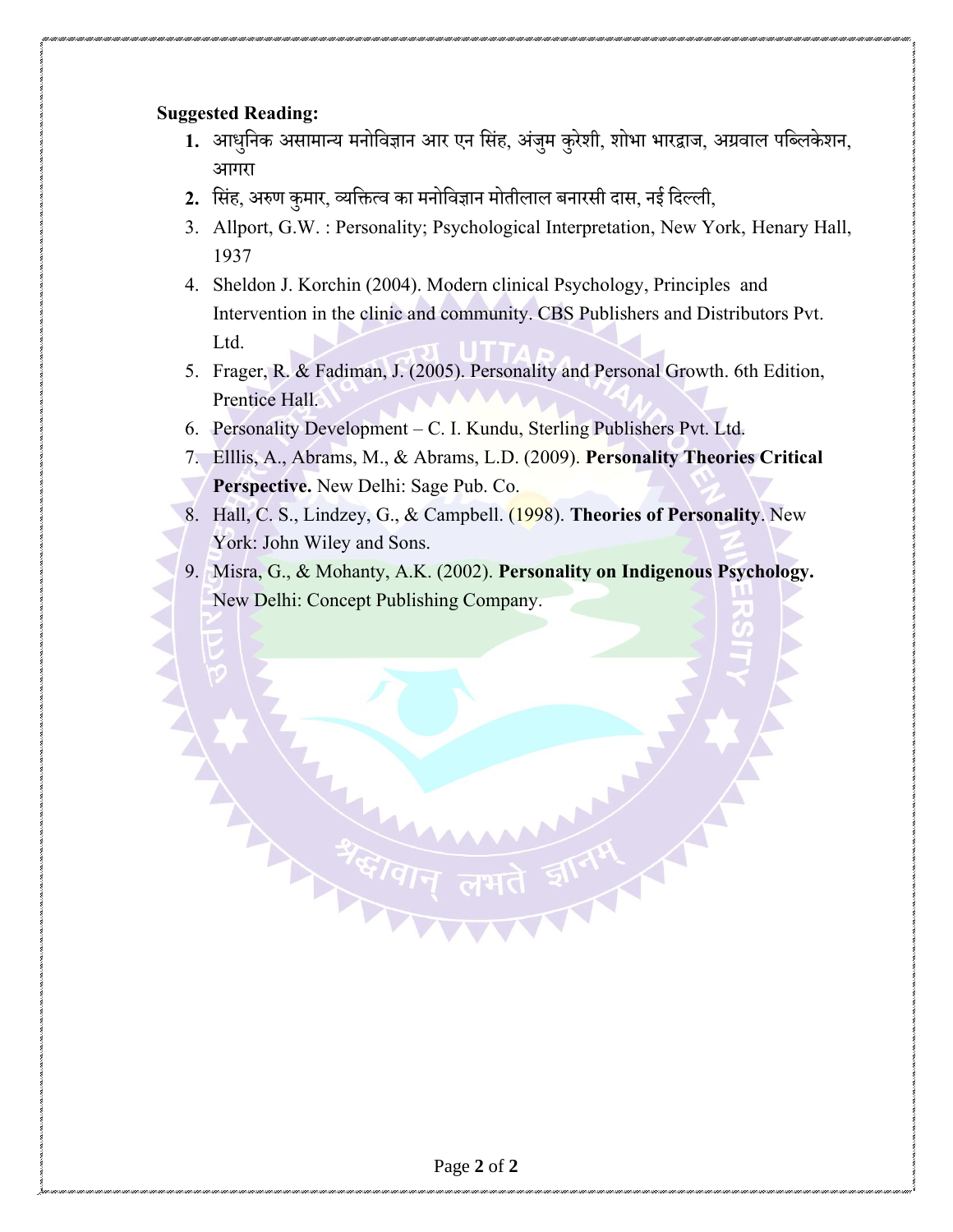**Suggested Reading:**

1. आधुनिक असामान्य मनोविज्ञान आर एन सिंह, अंजुम कुरेशी, शोभा भारद्वाज, अग्रवाल पब्लिकेशन, आगरा
2. सिंह, अरुण कुमार, व्यक्तित्व का मनोविज्ञान मोतीलाल बनारसी दास, नई दिल्ली,
3. Allport, G.W. : Personality; Psychological Interpretation, New York, Henary Hall, 1937
4. Sheldon J. Korchin (2004). Modern clinical Psychology, Principles and Intervention in the clinic and community. CBS Publishers and Distributors Pvt. Ltd.
5. Frager, R. & Fadiman, J. (2005). Personality and Personal Growth. 6th Edition, Prentice Hall.
6. Personality Development – C. I. Kundu, Sterling Publishers Pvt. Ltd.
7. Elllis, A., Abrams, M., & Abrams, L.D. (2009). **Personality Theories Critical Perspective.** New Delhi: Sage Pub. Co.
8. Hall, C. S., Lindzey, G., & Campbell. (1998). **Theories of Personality**. New York: John Wiley and Sons.
9. Misra, G., & Mohanty, A.K. (2002). **Personality on Indigenous Psychology.** New Delhi: Concept Publishing Company.